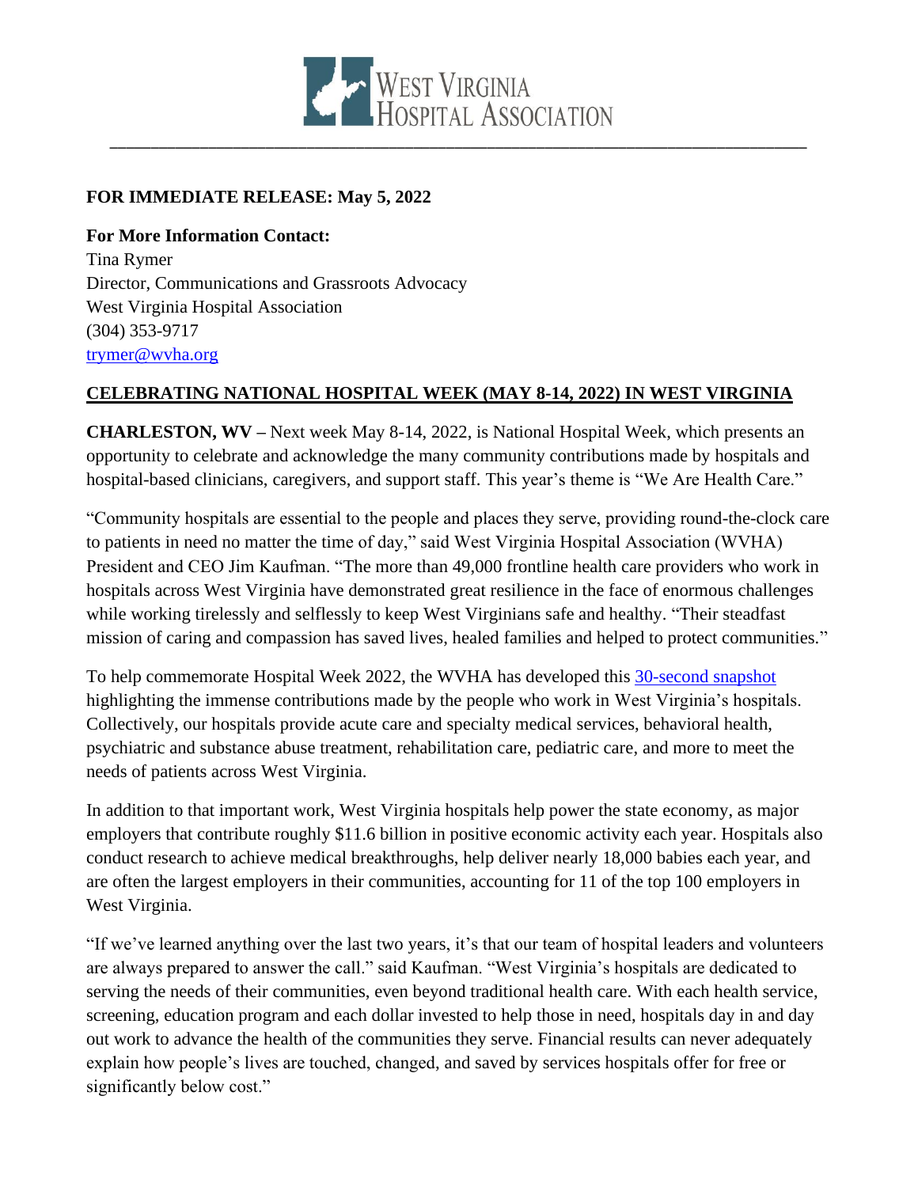West Virginia Hospital Association

**FOR IMMEDIATE RELEASE: May 5, 2022**

**For More Information Contact:**
Tina Rymer
Director, Communications and Grassroots Advocacy
West Virginia Hospital Association
(304) 353-9717
trymer@wvha.org

## CELEBRATING NATIONAL HOSPITAL WEEK (MAY 8-14, 2022) IN WEST VIRGINIA

**CHARLESTON, WV –** Next week May 8-14, 2022, is National Hospital Week, which presents an opportunity to celebrate and acknowledge the many community contributions made by hospitals and hospital-based clinicians, caregivers, and support staff. This year's theme is "We Are Health Care."

"Community hospitals are essential to the people and places they serve, providing round-the-clock care to patients in need no matter the time of day," said West Virginia Hospital Association (WVHA) President and CEO Jim Kaufman. "The more than 49,000 frontline health care providers who work in hospitals across West Virginia have demonstrated great resilience in the face of enormous challenges while working tirelessly and selflessly to keep West Virginians safe and healthy. "Their steadfast mission of caring and compassion has saved lives, healed families and helped to protect communities."

To help commemorate Hospital Week 2022, the WVHA has developed this 30-second snapshot highlighting the immense contributions made by the people who work in West Virginia's hospitals. Collectively, our hospitals provide acute care and specialty medical services, behavioral health, psychiatric and substance abuse treatment, rehabilitation care, pediatric care, and more to meet the needs of patients across West Virginia.

In addition to that important work, West Virginia hospitals help power the state economy, as major employers that contribute roughly $11.6 billion in positive economic activity each year. Hospitals also conduct research to achieve medical breakthroughs, help deliver nearly 18,000 babies each year, and are often the largest employers in their communities, accounting for 11 of the top 100 employers in West Virginia.

"If we've learned anything over the last two years, it's that our team of hospital leaders and volunteers are always prepared to answer the call." said Kaufman. "West Virginia's hospitals are dedicated to serving the needs of their communities, even beyond traditional health care. With each health service, screening, education program and each dollar invested to help those in need, hospitals day in and day out work to advance the health of the communities they serve. Financial results can never adequately explain how people's lives are touched, changed, and saved by services hospitals offer for free or significantly below cost."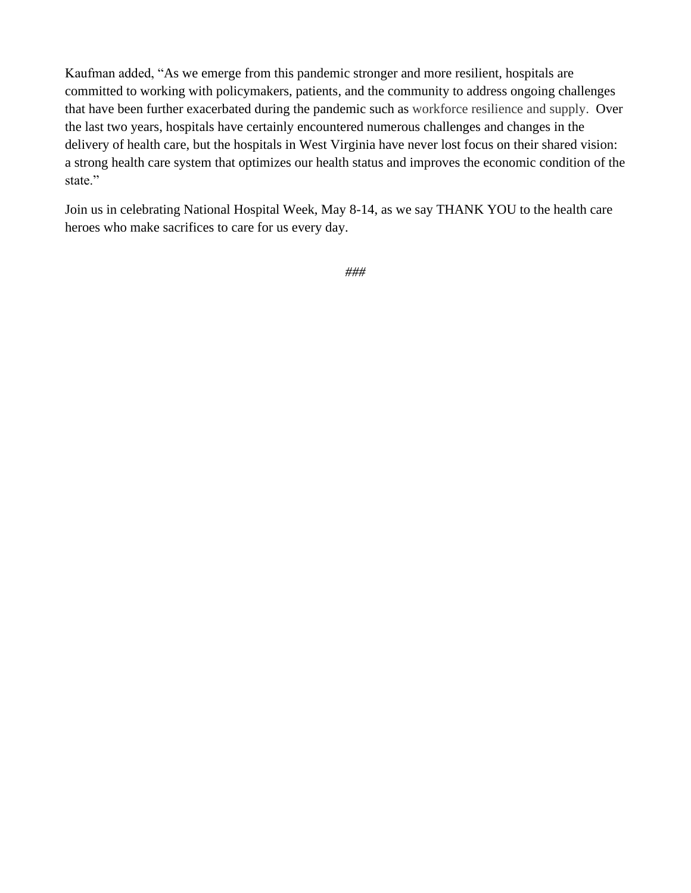Kaufman added, "As we emerge from this pandemic stronger and more resilient, hospitals are committed to working with policymakers, patients, and the community to address ongoing challenges that have been further exacerbated during the pandemic such as workforce resilience and supply.  Over the last two years, hospitals have certainly encountered numerous challenges and changes in the delivery of health care, but the hospitals in West Virginia have never lost focus on their shared vision: a strong health care system that optimizes our health status and improves the economic condition of the state."

Join us in celebrating National Hospital Week, May 8-14, as we say THANK YOU to the health care heroes who make sacrifices to care for us every day.

###